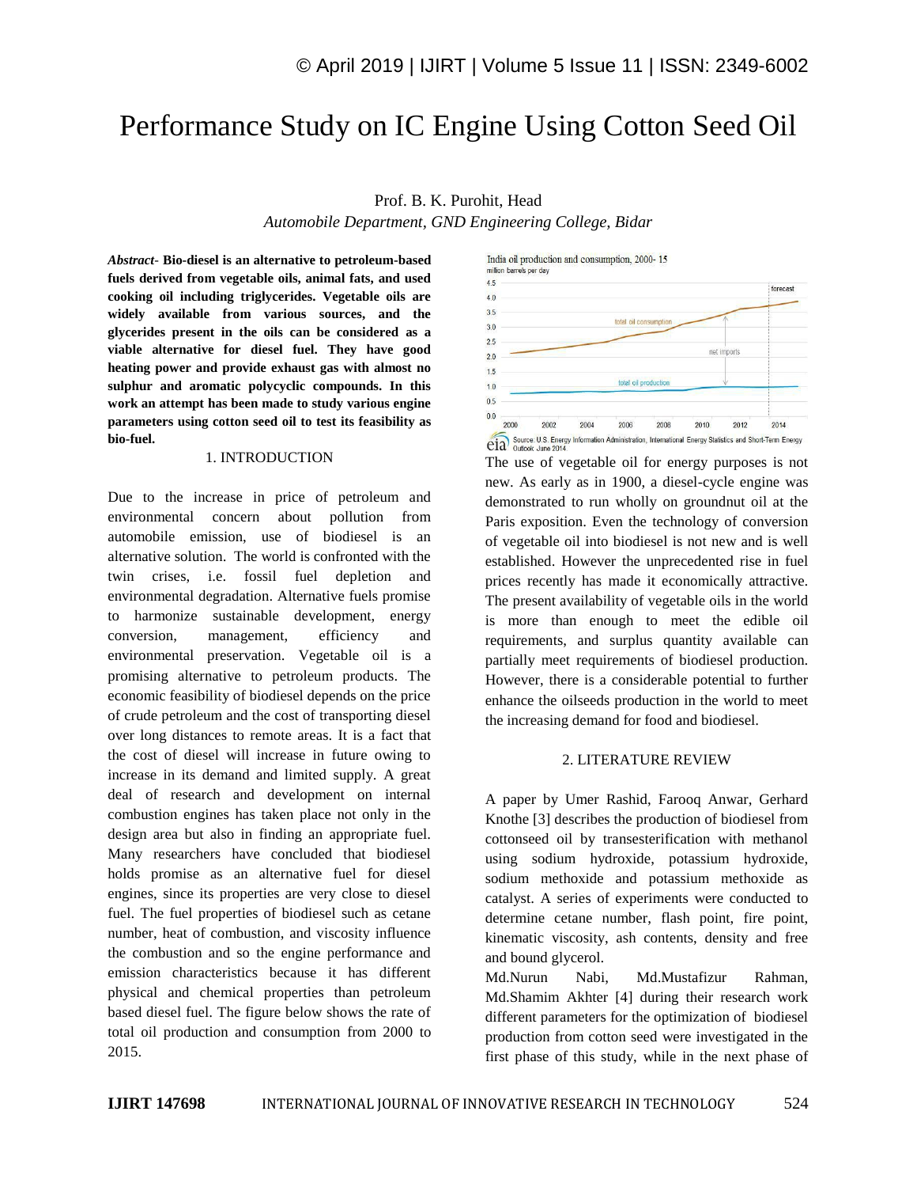# Performance Study on IC Engine Using Cotton Seed Oil

Prof. B. K. Purohit, Head

*Automobile Department, GND Engineering College, Bidar*

***Abstract*- Bio-diesel is an alternative to petroleum-based fuels derived from vegetable oils, animal fats, and used cooking oil including triglycerides. Vegetable oils are widely available from various sources, and the glycerides present in the oils can be considered as a viable alternative for diesel fuel. They have good heating power and provide exhaust gas with almost no sulphur and aromatic polycyclic compounds. In this work an attempt has been made to study various engine parameters using cotton seed oil to test its feasibility as bio-fuel.**

## 1. INTRODUCTION

Due to the increase in price of petroleum and environmental concern about pollution from automobile emission, use of biodiesel is an alternative solution. The world is confronted with the twin crises, i.e. fossil fuel depletion and environmental degradation. Alternative fuels promise to harmonize sustainable development, energy conversion, management, efficiency and environmental preservation. Vegetable oil is a promising alternative to petroleum products. The economic feasibility of biodiesel depends on the price of crude petroleum and the cost of transporting diesel over long distances to remote areas. It is a fact that the cost of diesel will increase in future owing to increase in its demand and limited supply. A great deal of research and development on internal combustion engines has taken place not only in the design area but also in finding an appropriate fuel. Many researchers have concluded that biodiesel holds promise as an alternative fuel for diesel engines, since its properties are very close to diesel fuel. The fuel properties of biodiesel such as cetane number, heat of combustion, and viscosity influence the combustion and so the engine performance and emission characteristics because it has different physical and chemical properties than petroleum based diesel fuel. The figure below shows the rate of total oil production and consumption from 2000 to 2015.

India oil production and consumption, 2000- 15
million barrels per day

Source: U.S. Energy Information Administration, International Energy Statistics and Short-Term Energy Outlook June 2014

The use of vegetable oil for energy purposes is not new. As early as in 1900, a diesel-cycle engine was demonstrated to run wholly on groundnut oil at the Paris exposition. Even the technology of conversion of vegetable oil into biodiesel is not new and is well established. However the unprecedented rise in fuel prices recently has made it economically attractive. The present availability of vegetable oils in the world is more than enough to meet the edible oil requirements, and surplus quantity available can partially meet requirements of biodiesel production. However, there is a considerable potential to further enhance the oilseeds production in the world to meet the increasing demand for food and biodiesel.

## 2. LITERATURE REVIEW

A paper by Umer Rashid, Farooq Anwar, Gerhard Knothe [3] describes the production of biodiesel from cottonseed oil by transesterification with methanol using sodium hydroxide, potassium hydroxide, sodium methoxide and potassium methoxide as catalyst. A series of experiments were conducted to determine cetane number, flash point, fire point, kinematic viscosity, ash contents, density and free and bound glycerol.

Md.Nurun Nabi, Md.Mustafizur Rahman, Md.Shamim Akhter [4] during their research work different parameters for the optimization of biodiesel production from cotton seed were investigated in the first phase of this study, while in the next phase of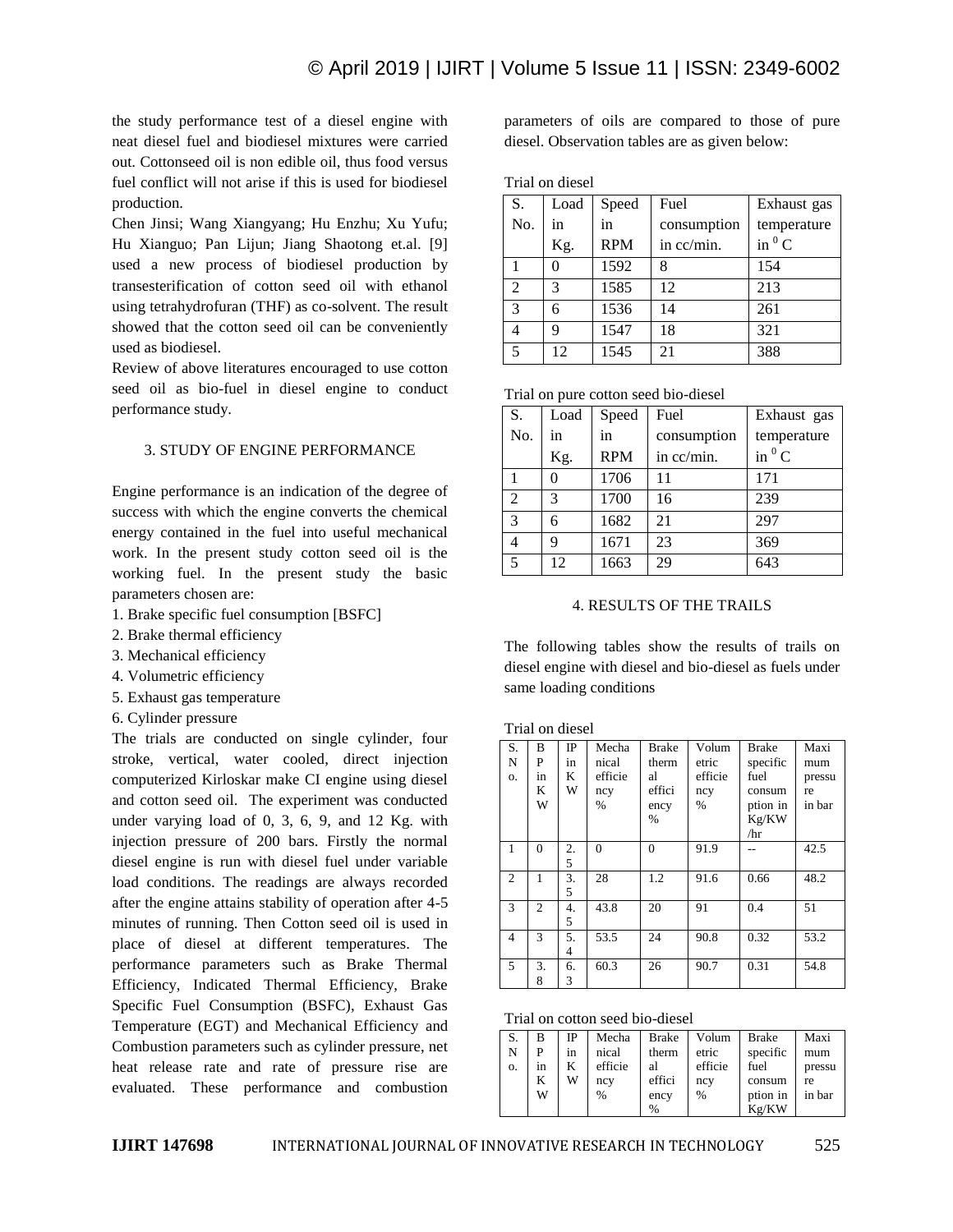the study performance test of a diesel engine with neat diesel fuel and biodiesel mixtures were carried out. Cottonseed oil is non edible oil, thus food versus fuel conflict will not arise if this is used for biodiesel production.

Chen Jinsi; Wang Xiangyang; Hu Enzhu; Xu Yufu; Hu Xianguo; Pan Lijun; Jiang Shaotong et.al. [9] used a new process of biodiesel production by transesterification of cotton seed oil with ethanol using tetrahydrofuran (THF) as co-solvent. The result showed that the cotton seed oil can be conveniently used as biodiesel.

Review of above literatures encouraged to use cotton seed oil as bio-fuel in diesel engine to conduct performance study.

## 3. STUDY OF ENGINE PERFORMANCE

Engine performance is an indication of the degree of success with which the engine converts the chemical energy contained in the fuel into useful mechanical work. In the present study cotton seed oil is the working fuel. In the present study the basic parameters chosen are:

1. Brake specific fuel consumption [BSFC]
2. Brake thermal efficiency
3. Mechanical efficiency
4. Volumetric efficiency
5. Exhaust gas temperature
6. Cylinder pressure

The trials are conducted on single cylinder, four stroke, vertical, water cooled, direct injection computerized Kirloskar make CI engine using diesel and cotton seed oil. The experiment was conducted under varying load of 0, 3, 6, 9, and 12 Kg. with injection pressure of 200 bars. Firstly the normal diesel engine is run with diesel fuel under variable load conditions. The readings are always recorded after the engine attains stability of operation after 4-5 minutes of running. Then Cotton seed oil is used in place of diesel at different temperatures. The performance parameters such as Brake Thermal Efficiency, Indicated Thermal Efficiency, Brake Specific Fuel Consumption (BSFC), Exhaust Gas Temperature (EGT) and Mechanical Efficiency and Combustion parameters such as cylinder pressure, net heat release rate and rate of pressure rise are evaluated. These performance and combustion parameters of oils are compared to those of pure diesel. Observation tables are as given below:

Trial on diesel

| S. No. | Load in Kg. | Speed in RPM | Fuel consumption in cc/min. | Exhaust gas temperature in $^0$C |
|---|---|---|---|---|
| 1 | 0 | 1592 | 8 | 154 |
| 2 | 3 | 1585 | 12 | 213 |
| 3 | 6 | 1536 | 14 | 261 |
| 4 | 9 | 1547 | 18 | 321 |
| 5 | 12 | 1545 | 21 | 388 |

Trial on pure cotton seed bio-diesel

| S. No. | Load in Kg. | Speed in RPM | Fuel consumption in cc/min. | Exhaust gas temperature in $^0$C |
|---|---|---|---|---|
| 1 | 0 | 1706 | 11 | 171 |
| 2 | 3 | 1700 | 16 | 239 |
| 3 | 6 | 1682 | 21 | 297 |
| 4 | 9 | 1671 | 23 | 369 |
| 5 | 12 | 1663 | 29 | 643 |

## 4. RESULTS OF THE TRAILS

The following tables show the results of trails on diesel engine with diesel and bio-diesel as fuels under same loading conditions

Trial on diesel

| S. No. | BP in KW | IP in KW | Mechanical efficiency % | Brake thermal efficiency % | Volumetric efficiency % | Brake specific fuel consumption in Kg/KW/hr | Maximum pressure in bar |
|---|---|---|---|---|---|---|---|
| 1 | 0 | 2.5 | 0 | 0 | 91.9 | -- | 42.5 |
| 2 | 1 | 3.5 | 28 | 1.2 | 91.6 | 0.66 | 48.2 |
| 3 | 2 | 4.5 | 43.8 | 20 | 91 | 0.4 | 51 |
| 4 | 3 | 5.4 | 53.5 | 24 | 90.8 | 0.32 | 53.2 |
| 5 | 3.8 | 6.3 | 60.3 | 26 | 90.7 | 0.31 | 54.8 |

Trial on cotton seed bio-diesel

| S. No. | BP in KW | IP in KW | Mechanical efficiency % | Brake thermal efficiency % | Volumetric efficiency % | Brake specific fuel consumption in Kg/KW | Maximum pressure in bar |
|---|---|---|---|---|---|---|---|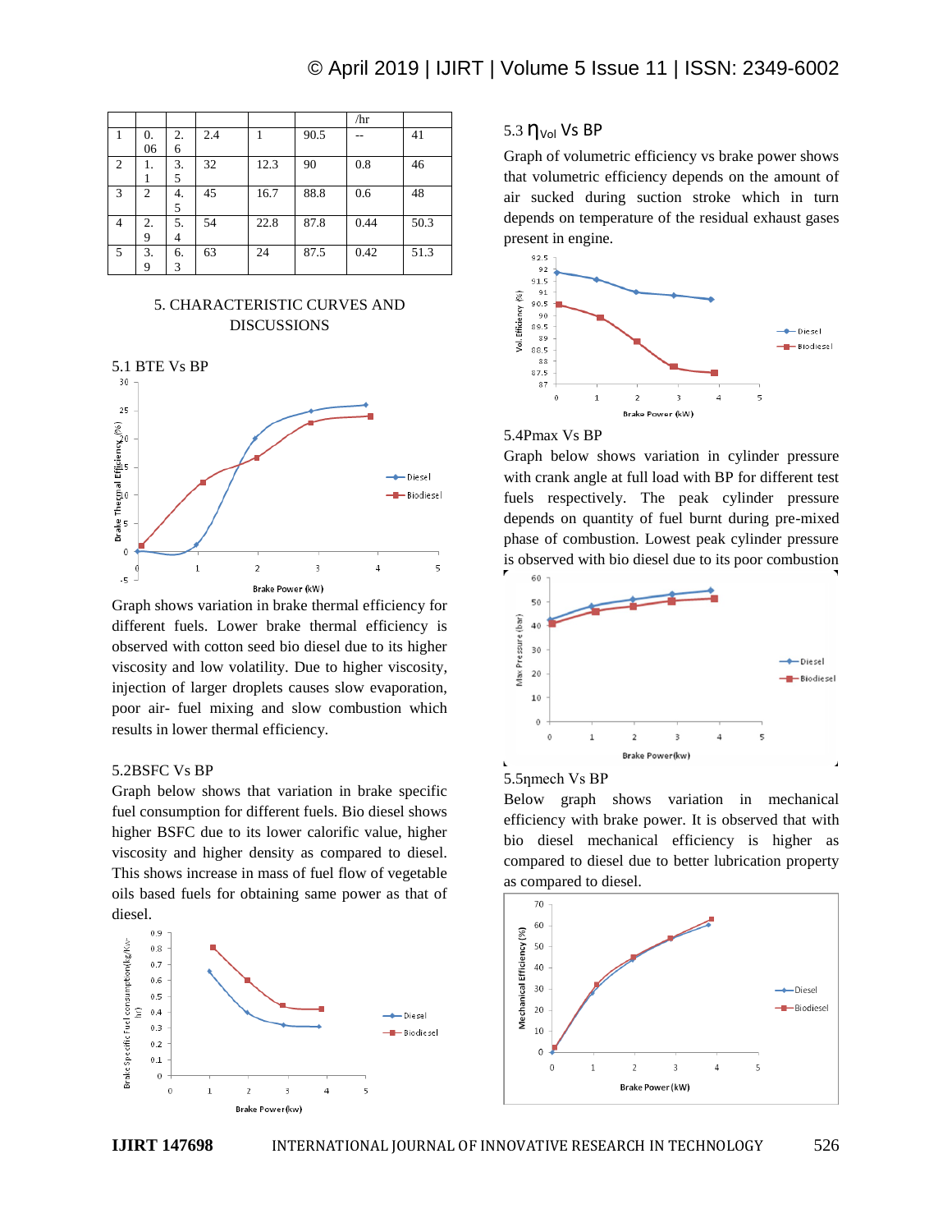| | | | | | | /hr | |
|---|---|---|---|---|---|---|---|
| 1 | 0.06 | 2.6 | 2.4 | 1 | 90.5 | -- | 41 |
| 2 | 1.1 | 3.5 | 32 | 12.3 | 90 | 0.8 | 46 |
| 3 | 2 | 4.5 | 45 | 16.7 | 88.8 | 0.6 | 48 |
| 4 | 2.9 | 5.4 | 54 | 22.8 | 87.8 | 0.44 | 50.3 |
| 5 | 3.9 | 6.3 | 63 | 24 | 87.5 | 0.42 | 51.3 |

## 5. CHARACTERISTIC CURVES AND DISCUSSIONS

### 5.1 BTE Vs BP

Graph shows variation in brake thermal efficiency for different fuels. Lower brake thermal efficiency is observed with cotton seed bio diesel due to its higher viscosity and low volatility. Due to higher viscosity, injection of larger droplets causes slow evaporation, poor air- fuel mixing and slow combustion which results in lower thermal efficiency.

### 5.2BSFC Vs BP

Graph below shows that variation in brake specific fuel consumption for different fuels. Bio diesel shows higher BSFC due to its lower calorific value, higher viscosity and higher density as compared to diesel. This shows increase in mass of fuel flow of vegetable oils based fuels for obtaining same power as that of diesel.

### 5.3 $\eta_{Vol}$ Vs BP

Graph of volumetric efficiency vs brake power shows that volumetric efficiency depends on the amount of air sucked during suction stroke which in turn depends on temperature of the residual exhaust gases present in engine.

### 5.4Pmax Vs BP

Graph below shows variation in cylinder pressure with crank angle at full load with BP for different test fuels respectively. The peak cylinder pressure depends on quantity of fuel burnt during pre-mixed phase of combustion. Lowest peak cylinder pressure is observed with bio diesel due to its poor combustion

### 5.5ηmech Vs BP

Below graph shows variation in mechanical efficiency with brake power. It is observed that with bio diesel mechanical efficiency is higher as compared to diesel due to better lubrication property as compared to diesel.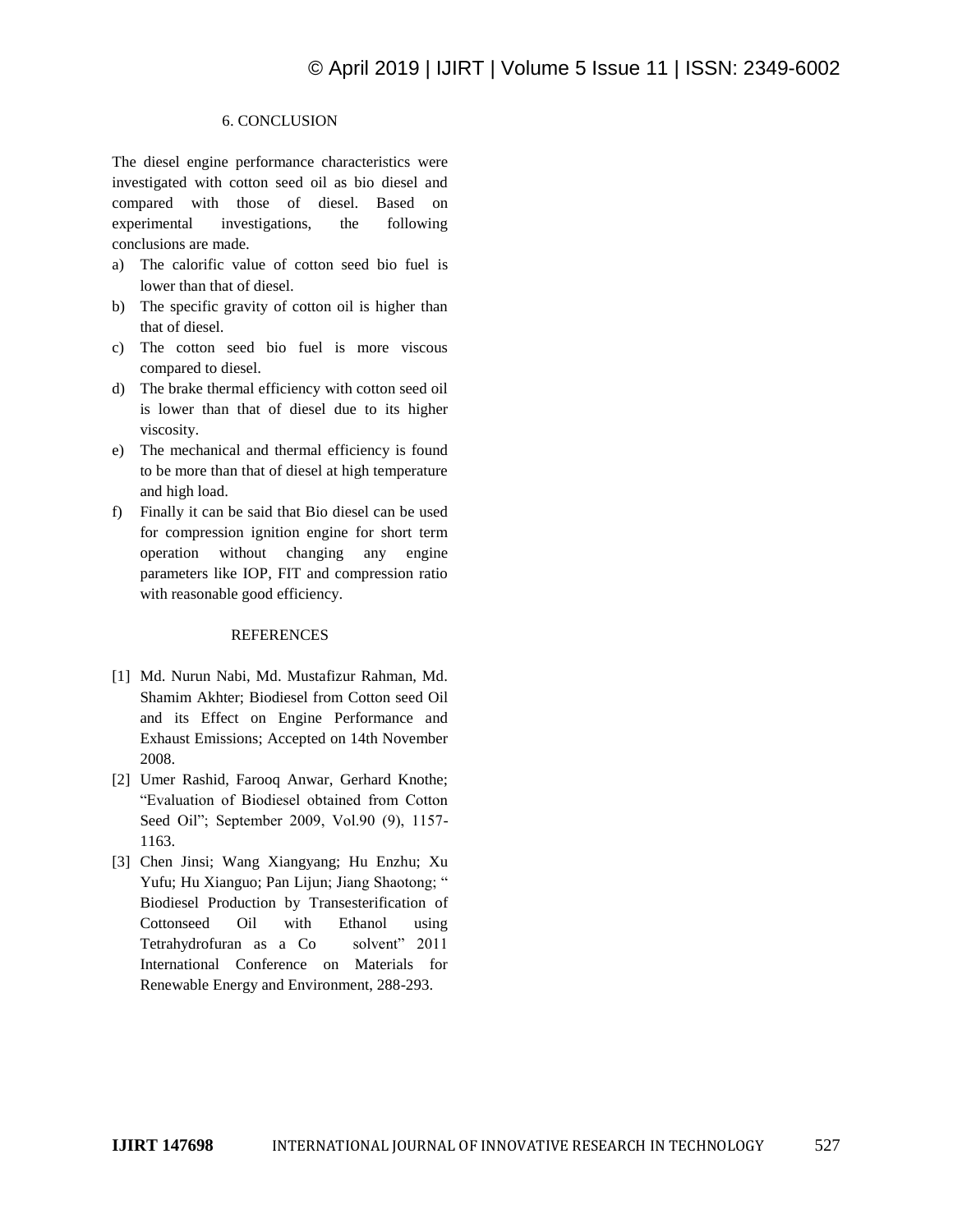## 6. CONCLUSION

The diesel engine performance characteristics were investigated with cotton seed oil as bio diesel and compared with those of diesel. Based on experimental investigations, the following conclusions are made.

a) The calorific value of cotton seed bio fuel is lower than that of diesel.
b) The specific gravity of cotton oil is higher than that of diesel.
c) The cotton seed bio fuel is more viscous compared to diesel.
d) The brake thermal efficiency with cotton seed oil is lower than that of diesel due to its higher viscosity.
e) The mechanical and thermal efficiency is found to be more than that of diesel at high temperature and high load.
f) Finally it can be said that Bio diesel can be used for compression ignition engine for short term operation without changing any engine parameters like IOP, FIT and compression ratio with reasonable good efficiency.

## REFERENCES

[1] Md. Nurun Nabi, Md. Mustafizur Rahman, Md. Shamim Akhter; Biodiesel from Cotton seed Oil and its Effect on Engine Performance and Exhaust Emissions; Accepted on 14th November 2008.

[2] Umer Rashid, Farooq Anwar, Gerhard Knothe; "Evaluation of Biodiesel obtained from Cotton Seed Oil"; September 2009, Vol.90 (9), 1157-1163.

[3] Chen Jinsi; Wang Xiangyang; Hu Enzhu; Xu Yufu; Hu Xianguo; Pan Lijun; Jiang Shaotong; " Biodiesel Production by Transesterification of Cottonseed Oil with Ethanol using Tetrahydrofuran as a Co solvent" 2011 International Conference on Materials for Renewable Energy and Environment, 288-293.